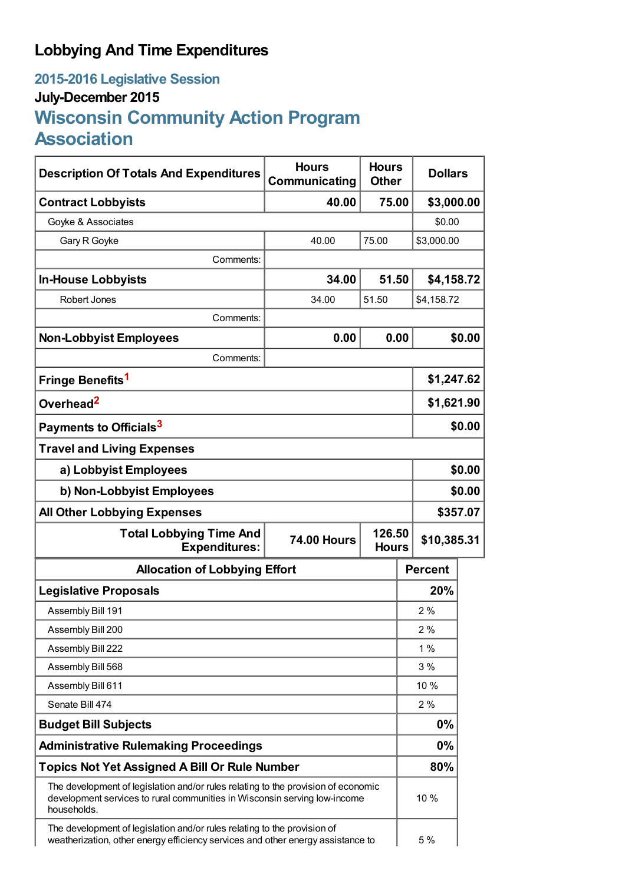# Lobbying And Time Expenditures

## 2015-2016 Legislative Session

### July-December 2015

## Wisconsin Community Action Program Association

| Description Of Totals And Expenditures | Hours Communicating | Hours Other | Dollars |
|---|---|---|---|
| **Contract Lobbyists** | **40.00** | **75.00** | **$3,000.00** |
| Goyke & Associates | | | $0.00 |
| Gary R Goyke | 40.00 | 75.00 | $3,000.00 |
| Comments: | | | |
| **In-House Lobbyists** | **34.00** | **51.50** | **$4,158.72** |
| Robert Jones | 34.00 | 51.50 | $4,158.72 |
| Comments: | | | |
| **Non-Lobbyist Employees** | **0.00** | **0.00** | **$0.00** |
| Comments: | | | |
| **Fringe Benefits**[1] | | | **$1,247.62** |
| **Overhead**[2] | | | **$1,621.90** |
| **Payments to Officials**[3] | | | **$0.00** |
| **Travel and Living Expenses** | | | |
| **a) Lobbyist Employees** | | | **$0.00** |
| **b) Non-Lobbyist Employees** | | | **$0.00** |
| **All Other Lobbying Expenses** | | | **$357.07** |
| **Total Lobbying Time And Expenditures:** | **74.00 Hours** | **126.50 Hours** | **$10,385.31** |

| Allocation of Lobbying Effort | Percent |
|---|---|
| **Legislative Proposals** | **20%** |
| Assembly Bill 191 | 2 % |
| Assembly Bill 200 | 2 % |
| Assembly Bill 222 | 1 % |
| Assembly Bill 568 | 3 % |
| Assembly Bill 611 | 10 % |
| Senate Bill 474 | 2 % |
| **Budget Bill Subjects** | **0%** |
| **Administrative Rulemaking Proceedings** | **0%** |
| **Topics Not Yet Assigned A Bill Or Rule Number** | **80%** |
| The development of legislation and/or rules relating to the provision of economic development services to rural communities in Wisconsin serving low-income households. | 10 % |
| The development of legislation and/or rules relating to the provision of weatherization, other energy efficiency services and other energy assistance to | 5 % |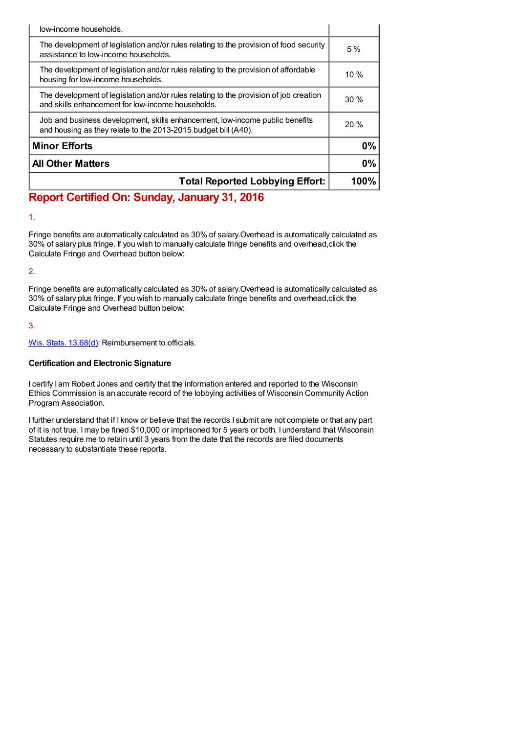| | |
|---|---|
| low-income households. | |
| The development of legislation and/or rules relating to the provision of food security assistance to low-income households. | 5 % |
| The development of legislation and/or rules relating to the provision of affordable housing for low-income households. | 10 % |
| The development of legislation and/or rules relating to the provision of job creation and skills enhancement for low-income households. | 30 % |
| Job and business development, skills enhancement, low-income public benefits and housing as they relate to the 2013-2015 budget bill (A40). | 20 % |
| **Minor Efforts** | **0%** |
| **All Other Matters** | **0%** |
| **Total Reported Lobbying Effort:** | **100%** |

## Report Certified On: Sunday, January 31, 2016

1.

Fringe benefits are automatically calculated as 30% of salary.Overhead is automatically calculated as 30% of salary plus fringe. If you wish to manually calculate fringe benefits and overhead,click the Calculate Fringe and Overhead button below:

2.

Fringe benefits are automatically calculated as 30% of salary.Overhead is automatically calculated as 30% of salary plus fringe. If you wish to manually calculate fringe benefits and overhead,click the Calculate Fringe and Overhead button below:

3.

Wis. Stats. 13.68(d): Reimbursement to officials.

**Certification and Electronic Signature**

I certify I am Robert Jones and certify that the information entered and reported to the Wisconsin Ethics Commission is an accurate record of the lobbying activities of Wisconsin Community Action Program Association.

I further understand that if I know or believe that the records I submit are not complete or that any part of it is not true, I may be fined $10,000 or imprisoned for 5 years or both. I understand that Wisconsin Statutes require me to retain until 3 years from the date that the records are filed documents necessary to substantiate these reports.